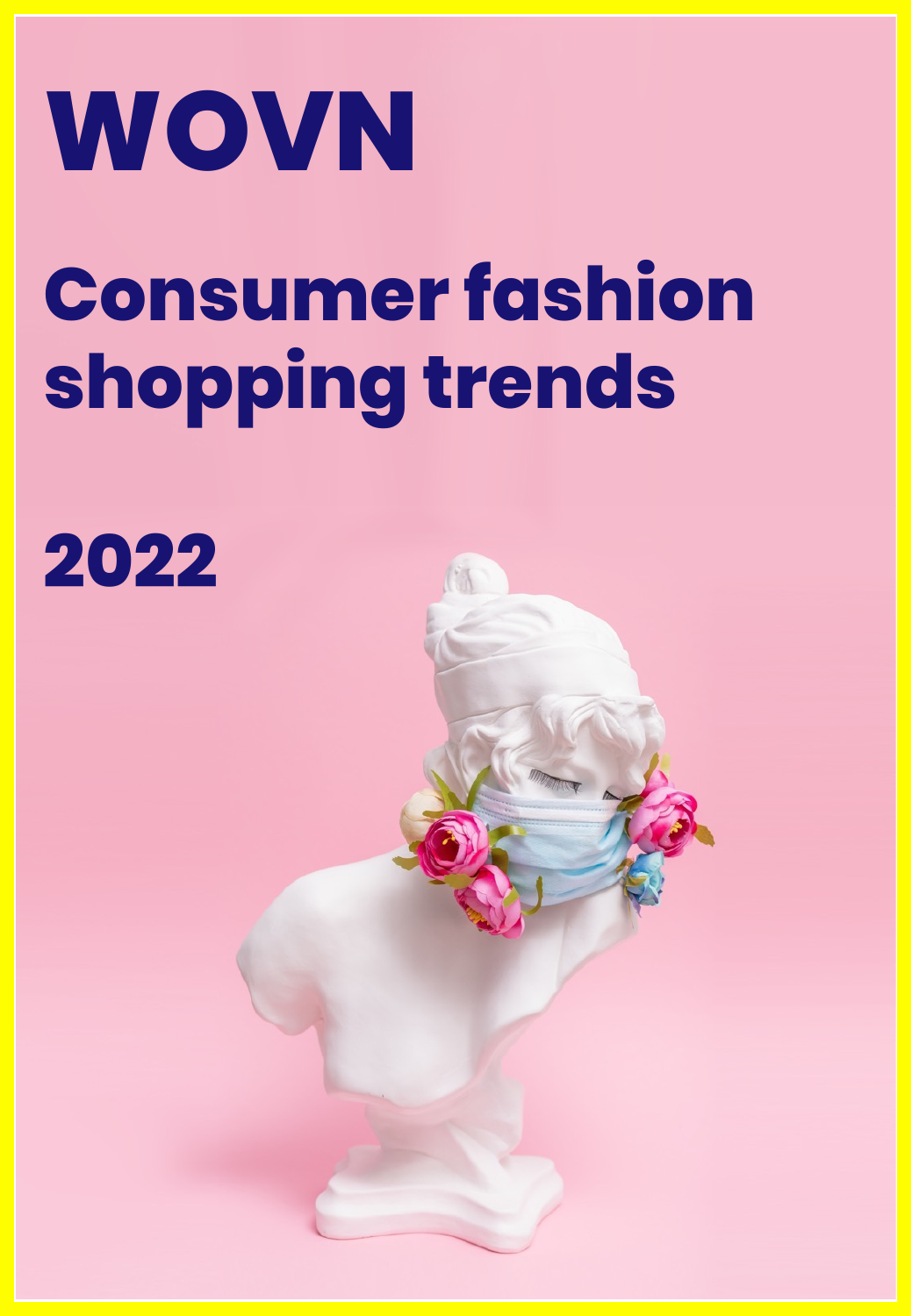# WOVN

## Consumer fashion shopping trends

## 2022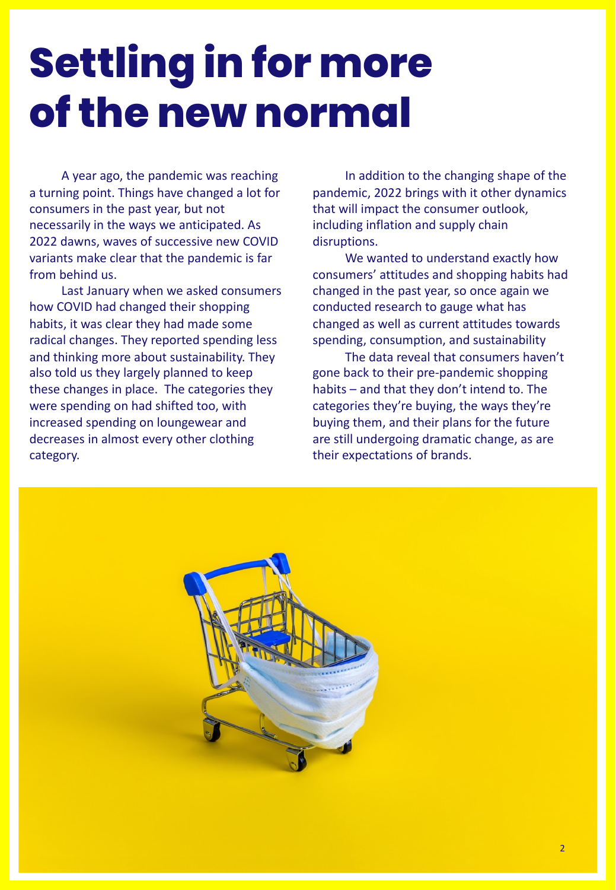# Settling in for more of the new normal

A year ago, the pandemic was reaching a turning point. Things have changed a lot for consumers in the past year, but not necessarily in the ways we anticipated. As 2022 dawns, waves of successive new COVID variants make clear that the pandemic is far from behind us.

Last January when we asked consumers how COVID had changed their shopping habits, it was clear they had made some radical changes. They reported spending less and thinking more about sustainability. They also told us they largely planned to keep these changes in place. The categories they were spending on had shifted too, with increased spending on loungewear and decreases in almost every other clothing category.

In addition to the changing shape of the pandemic, 2022 brings with it other dynamics that will impact the consumer outlook, including inflation and supply chain disruptions.

We wanted to understand exactly how consumers' attitudes and shopping habits had changed in the past year, so once again we conducted research to gauge what has changed as well as current attitudes towards spending, consumption, and sustainability

The data reveal that consumers haven't gone back to their pre-pandemic shopping habits – and that they don't intend to. The categories they're buying, the ways they're buying them, and their plans for the future are still undergoing dramatic change, as are their expectations of brands.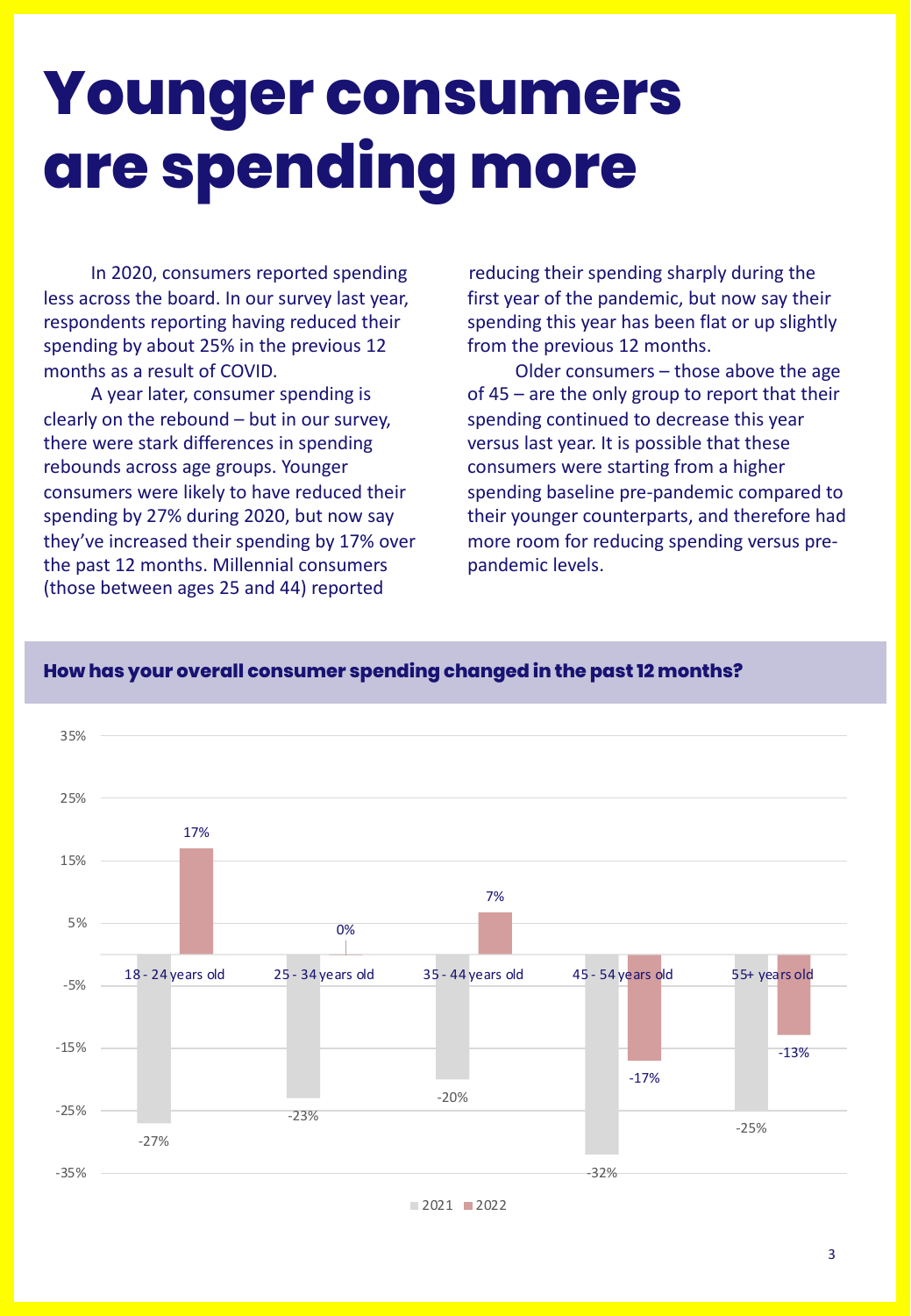# Younger consumers are spending more

In 2020, consumers reported spending less across the board. In our survey last year, respondents reporting having reduced their spending by about 25% in the previous 12 months as a result of COVID.

A year later, consumer spending is clearly on the rebound – but in our survey, there were stark differences in spending rebounds across age groups. Younger consumers were likely to have reduced their spending by 27% during 2020, but now say they've increased their spending by 17% over the past 12 months. Millennial consumers (those between ages 25 and 44) reported reducing their spending sharply during the first year of the pandemic, but now say their spending this year has been flat or up slightly from the previous 12 months.

Older consumers – those above the age of 45 – are the only group to report that their spending continued to decrease this year versus last year. It is possible that these consumers were starting from a higher spending baseline pre-pandemic compared to their younger counterparts, and therefore had more room for reducing spending versus pre-pandemic levels.

**How has your overall consumer spending changed in the past 12 months?**

| Age group | 2021 | 2022 |
|---|---|---|
| 18 - 24 years old | -27% | 17% |
| 25 - 34 years old | -23% | 0% |
| 35 - 44 years old | -20% | 7% |
| 45 - 54 years old | -32% | -17% |
| 55+ years old | -25% | -13% |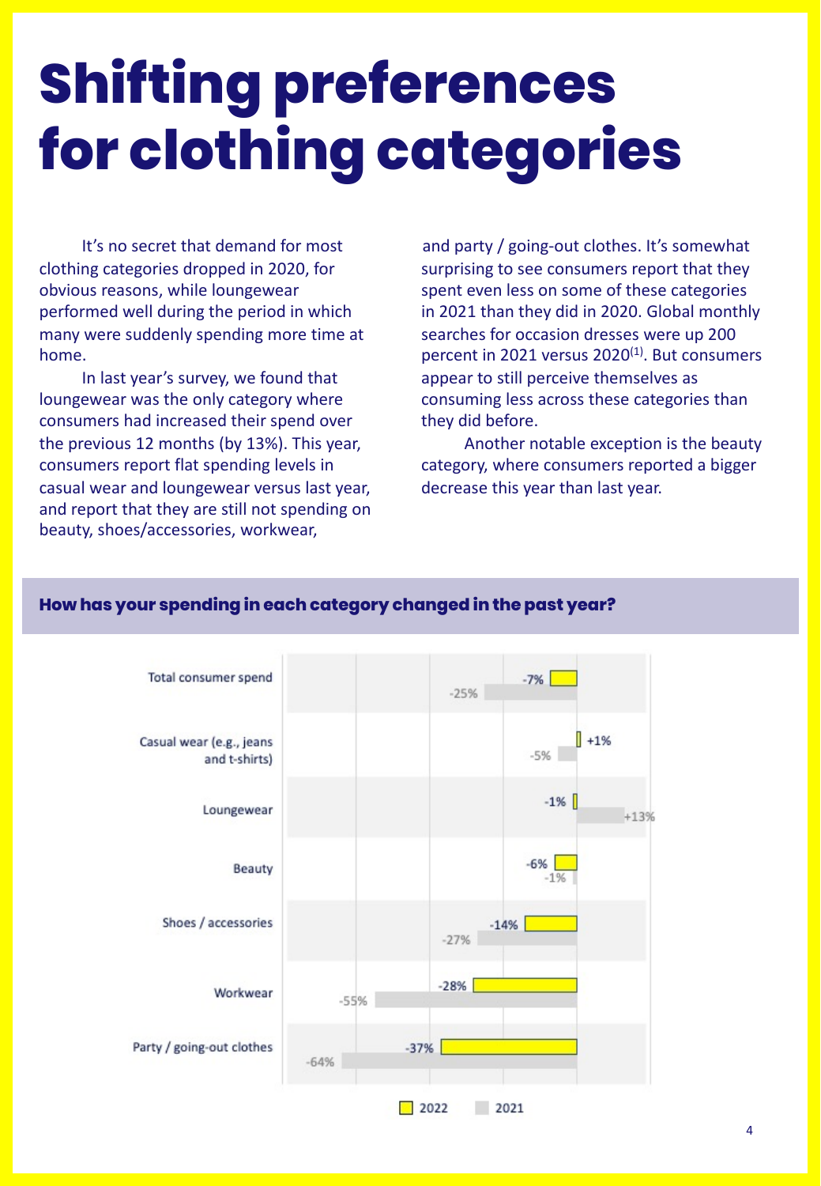# Shifting preferences for clothing categories

It's no secret that demand for most clothing categories dropped in 2020, for obvious reasons, while loungewear performed well during the period in which many were suddenly spending more time at home.

In last year's survey, we found that loungewear was the only category where consumers had increased their spend over the previous 12 months (by 13%). This year, consumers report flat spending levels in casual wear and loungewear versus last year, and report that they are still not spending on beauty, shoes/accessories, workwear, and party / going-out clothes. It's somewhat surprising to see consumers report that they spent even less on some of these categories in 2021 than they did in 2020. Global monthly searches for occasion dresses were up 200 percent in 2021 versus 2020[1]. But consumers appear to still perceive themselves as consuming less across these categories than they did before.

Another notable exception is the beauty category, where consumers reported a bigger decrease this year than last year.

**How has your spending in each category changed in the past year?**

| Category | 2022 | 2021 |
|---|---|---|
| Total consumer spend | -7% | -25% |
| Casual wear (e.g., jeans and t-shirts) | +1% | -5% |
| Loungewear | -1% | +13% |
| Beauty | -6% | -1% |
| Shoes / accessories | -14% | -27% |
| Workwear | -28% | -55% |
| Party / going-out clothes | -37% | -64% |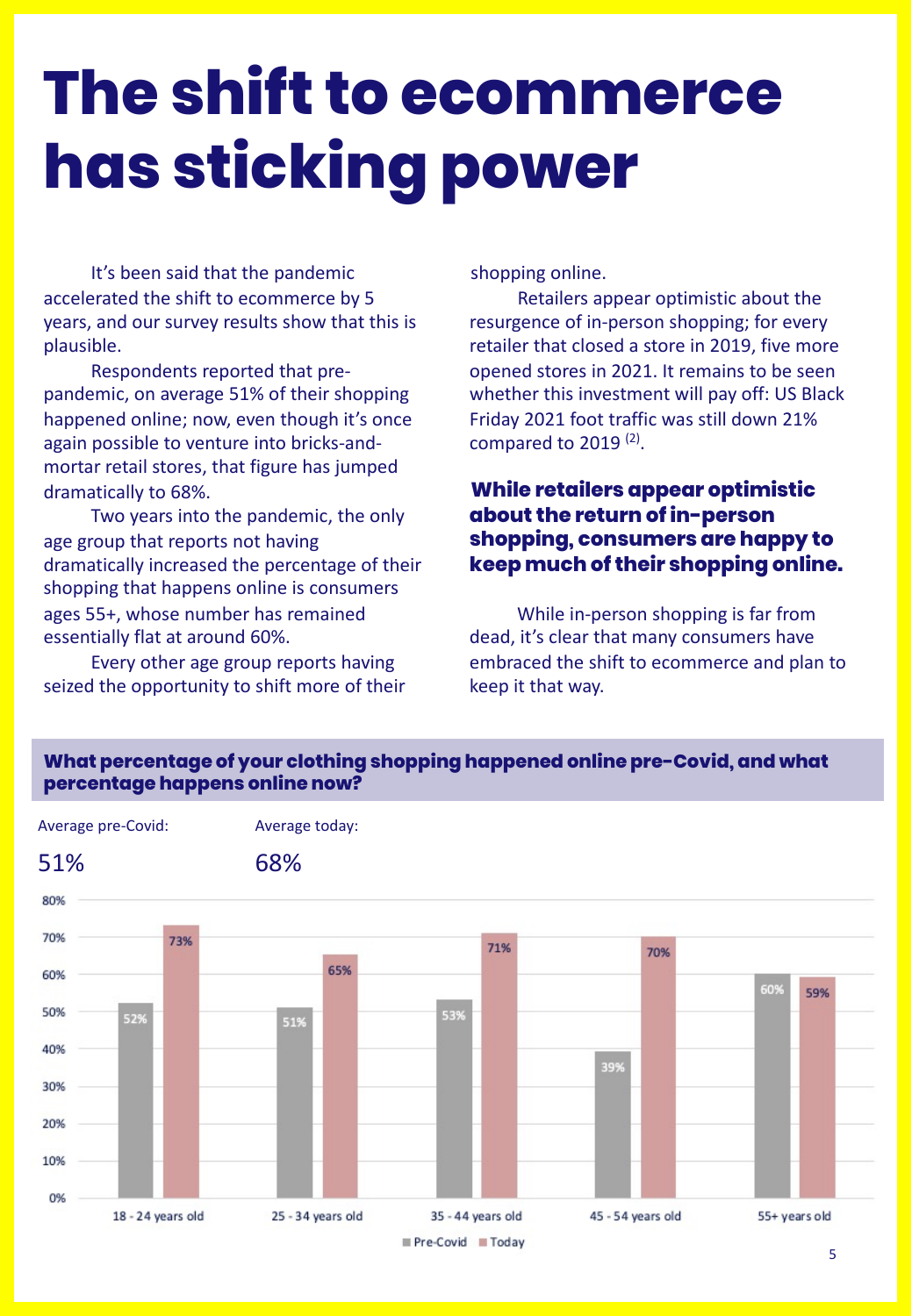# The shift to ecommerce has sticking power

It's been said that the pandemic accelerated the shift to ecommerce by 5 years, and our survey results show that this is plausible.

Respondents reported that pre-pandemic, on average 51% of their shopping happened online; now, even though it's once again possible to venture into bricks-and-mortar retail stores, that figure has jumped dramatically to 68%.

Two years into the pandemic, the only age group that reports not having dramatically increased the percentage of their shopping that happens online is consumers ages 55+, whose number has remained essentially flat at around 60%.

Every other age group reports having seized the opportunity to shift more of their shopping online.

Retailers appear optimistic about the resurgence of in-person shopping; for every retailer that closed a store in 2019, five more opened stores in 2021. It remains to be seen whether this investment will pay off: US Black Friday 2021 foot traffic was still down 21% compared to 2019 (2).

**While retailers appear optimistic about the return of in-person shopping, consumers are happy to keep much of their shopping online.**

While in-person shopping is far from dead, it's clear that many consumers have embraced the shift to ecommerce and plan to keep it that way.

## What percentage of your clothing shopping happened online pre-Covid, and what percentage happens online now?

Average pre-Covid: 51%

Average today: 68%

| Age group | Pre-Covid | Today |
|---|---|---|
| 18 - 24 years old | 52% | 73% |
| 25 - 34 years old | 51% | 65% |
| 35 - 44 years old | 53% | 71% |
| 45 - 54 years old | 39% | 70% |
| 55+ years old | 60% | 59% |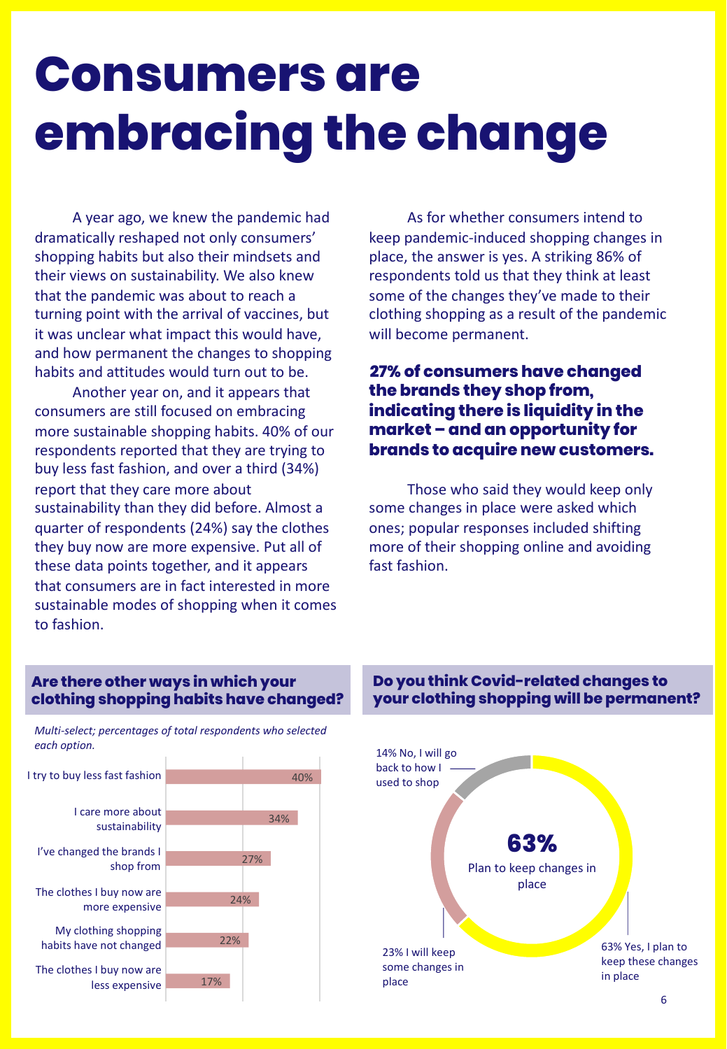# Consumers are embracing the change

A year ago, we knew the pandemic had dramatically reshaped not only consumers' shopping habits but also their mindsets and their views on sustainability. We also knew that the pandemic was about to reach a turning point with the arrival of vaccines, but it was unclear what impact this would have, and how permanent the changes to shopping habits and attitudes would turn out to be.

Another year on, and it appears that consumers are still focused on embracing more sustainable shopping habits. 40% of our respondents reported that they are trying to buy less fast fashion, and over a third (34%) report that they care more about sustainability than they did before. Almost a quarter of respondents (24%) say the clothes they buy now are more expensive. Put all of these data points together, and it appears that consumers are in fact interested in more sustainable modes of shopping when it comes to fashion.

As for whether consumers intend to keep pandemic-induced shopping changes in place, the answer is yes. A striking 86% of respondents told us that they think at least some of the changes they've made to their clothing shopping as a result of the pandemic will become permanent.

**27% of consumers have changed the brands they shop from, indicating there is liquidity in the market – and an opportunity for brands to acquire new customers.**

Those who said they would keep only some changes in place were asked which ones; popular responses included shifting more of their shopping online and avoiding fast fashion.

### Are there other ways in which your clothing shopping habits have changed?

*Multi-select; percentages of total respondents who selected each option.*

| Response | Percentage |
|---|---|
| I try to buy less fast fashion | 40% |
| I care more about sustainability | 34% |
| I've changed the brands I shop from | 27% |
| The clothes I buy now are more expensive | 24% |
| My clothing shopping habits have not changed | 22% |
| The clothes I buy now are less expensive | 17% |

### Do you think Covid-related changes to your clothing shopping will be permanent?

**63%** Plan to keep changes in place

| Response | Percentage |
|---|---|
| Yes, I plan to keep these changes in place | 63% |
| I will keep some changes in place | 23% |
| No, I will go back to how I used to shop | 14% |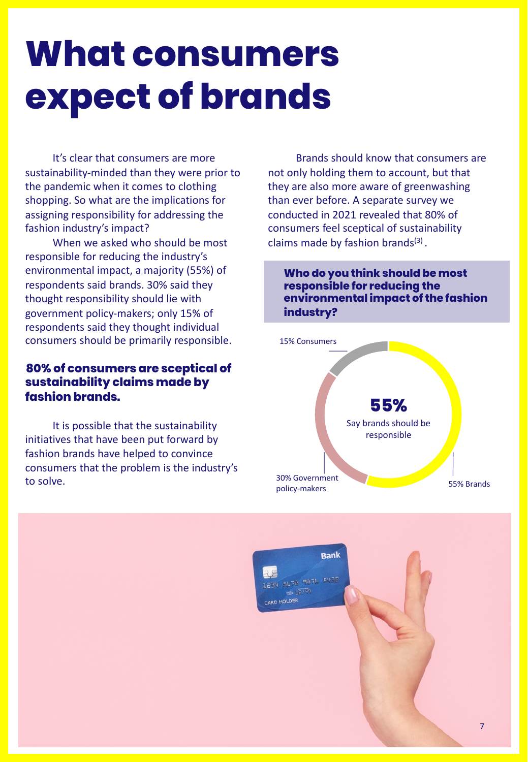# What consumers expect of brands

It's clear that consumers are more sustainability-minded than they were prior to the pandemic when it comes to clothing shopping. So what are the implications for assigning responsibility for addressing the fashion industry's impact?

When we asked who should be most responsible for reducing the industry's environmental impact, a majority (55%) of respondents said brands. 30% said they thought responsibility should lie with government policy-makers; only 15% of respondents said they thought individual consumers should be primarily responsible.

**80% of consumers are sceptical of sustainability claims made by fashion brands.**

It is possible that the sustainability initiatives that have been put forward by fashion brands have helped to convince consumers that the problem is the industry's to solve.

Brands should know that consumers are not only holding them to account, but that they are also more aware of greenwashing than ever before. A separate survey we conducted in 2021 revealed that 80% of consumers feel sceptical of sustainability claims made by fashion brands[3].

**Who do you think should be most responsible for reducing the environmental impact of the fashion industry?**

15% Consumers

**55%**
Say brands should be responsible

30% Government policy-makers

55% Brands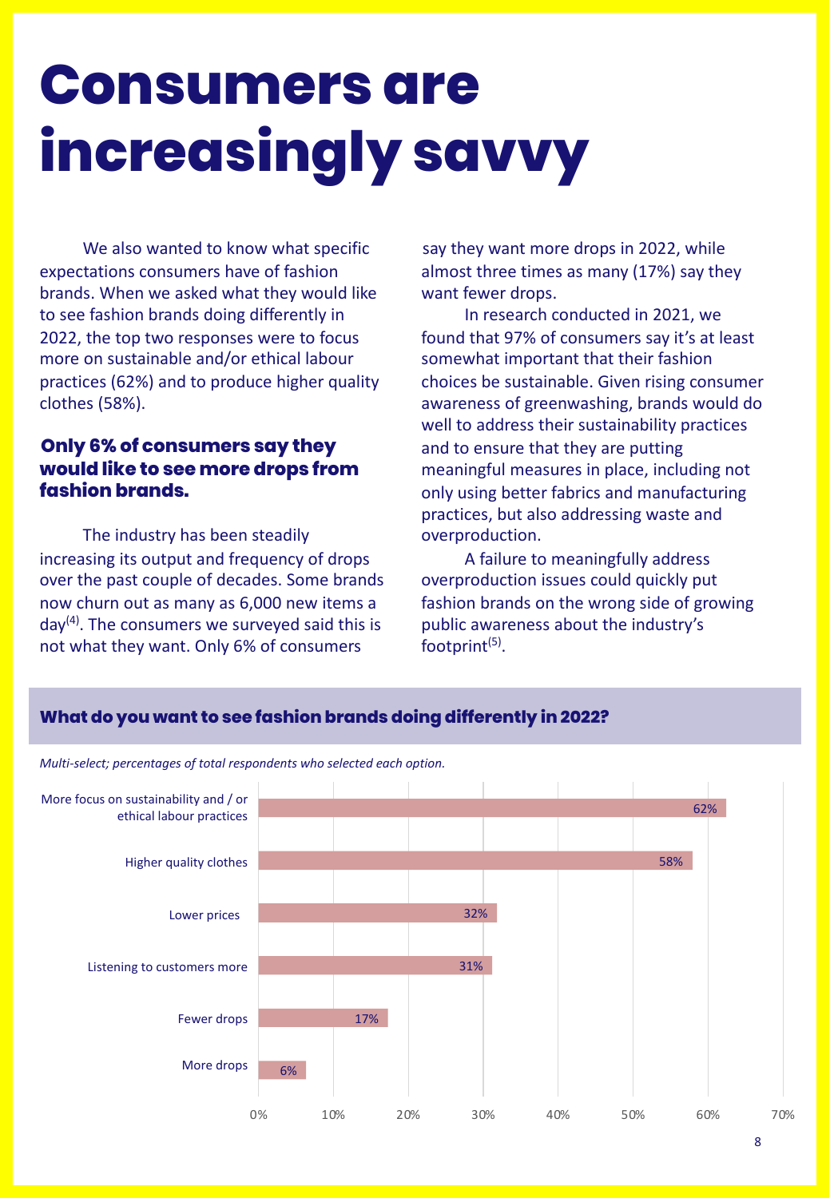# Consumers are increasingly savvy

We also wanted to know what specific expectations consumers have of fashion brands. When we asked what they would like to see fashion brands doing differently in 2022, the top two responses were to focus more on sustainable and/or ethical labour practices (62%) and to produce higher quality clothes (58%).

**Only 6% of consumers say they would like to see more drops from fashion brands.**

The industry has been steadily increasing its output and frequency of drops over the past couple of decades. Some brands now churn out as many as 6,000 new items a day[4]. The consumers we surveyed said this is not what they want. Only 6% of consumers say they want more drops in 2022, while almost three times as many (17%) say they want fewer drops.

In research conducted in 2021, we found that 97% of consumers say it's at least somewhat important that their fashion choices be sustainable. Given rising consumer awareness of greenwashing, brands would do well to address their sustainability practices and to ensure that they are putting meaningful measures in place, including not only using better fabrics and manufacturing practices, but also addressing waste and overproduction.

A failure to meaningfully address overproduction issues could quickly put fashion brands on the wrong side of growing public awareness about the industry's footprint[5].

### What do you want to see fashion brands doing differently in 2022?

*Multi-select; percentages of total respondents who selected each option.*

| Option | Percentage |
|---|---|
| More focus on sustainability and / or ethical labour practices | 62% |
| Higher quality clothes | 58% |
| Lower prices | 32% |
| Listening to customers more | 31% |
| Fewer drops | 17% |
| More drops | 6% |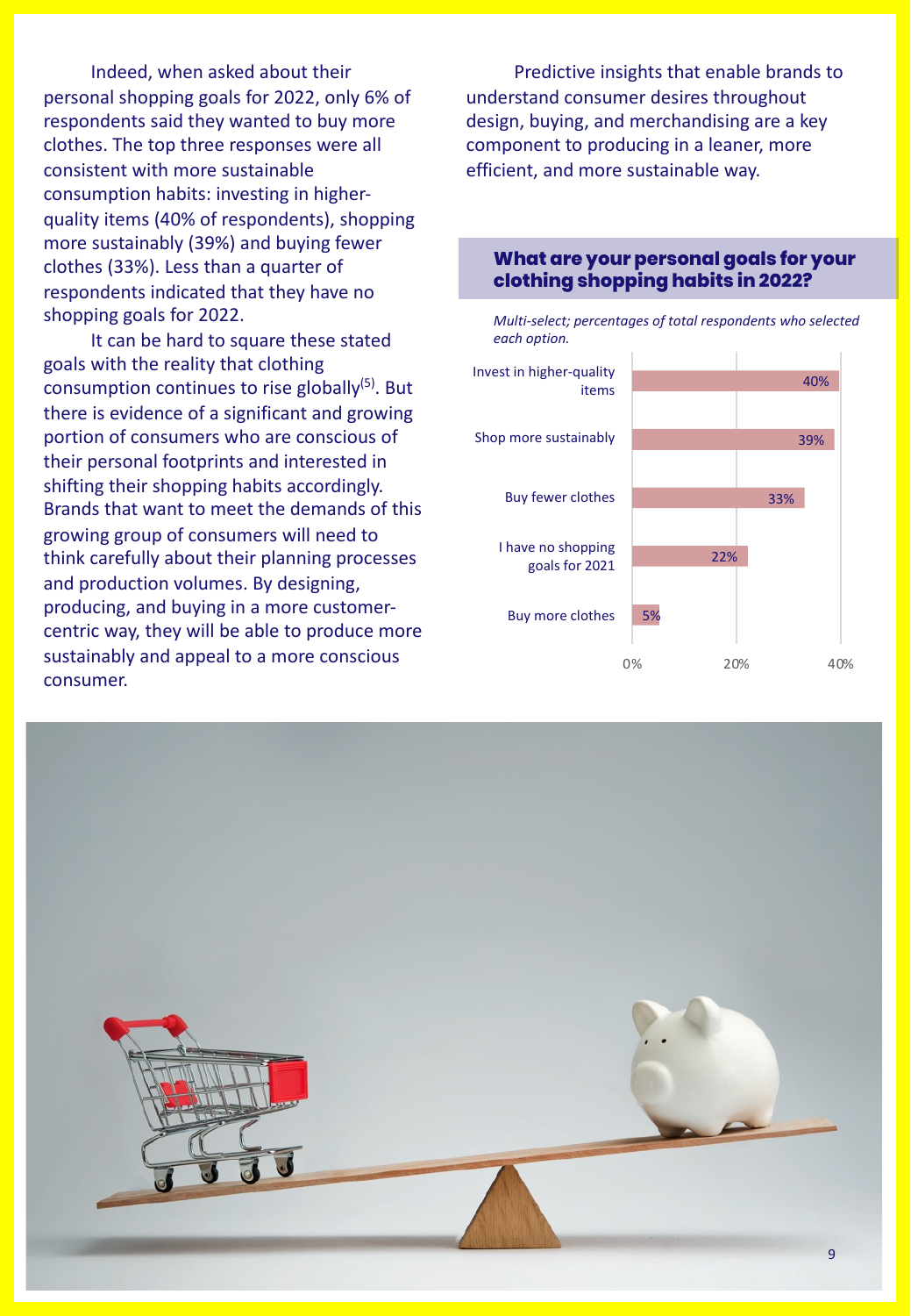Indeed, when asked about their personal shopping goals for 2022, only 6% of respondents said they wanted to buy more clothes. The top three responses were all consistent with more sustainable consumption habits: investing in higher-quality items (40% of respondents), shopping more sustainably (39%) and buying fewer clothes (33%). Less than a quarter of respondents indicated that they have no shopping goals for 2022.

It can be hard to square these stated goals with the reality that clothing consumption continues to rise globally[5]. But there is evidence of a significant and growing portion of consumers who are conscious of their personal footprints and interested in shifting their shopping habits accordingly. Brands that want to meet the demands of this growing group of consumers will need to think carefully about their planning processes and production volumes. By designing, producing, and buying in a more customer-centric way, they will be able to produce more sustainably and appeal to a more conscious consumer.

Predictive insights that enable brands to understand consumer desires throughout design, buying, and merchandising are a key component to producing in a leaner, more efficient, and more sustainable way.

### What are your personal goals for your clothing shopping habits in 2022?

*Multi-select; percentages of total respondents who selected each option.*

| Goal | Percentage |
|---|---|
| Invest in higher-quality items | 40% |
| Shop more sustainably | 39% |
| Buy fewer clothes | 33% |
| I have no shopping goals for 2021 | 22% |
| Buy more clothes | 5% |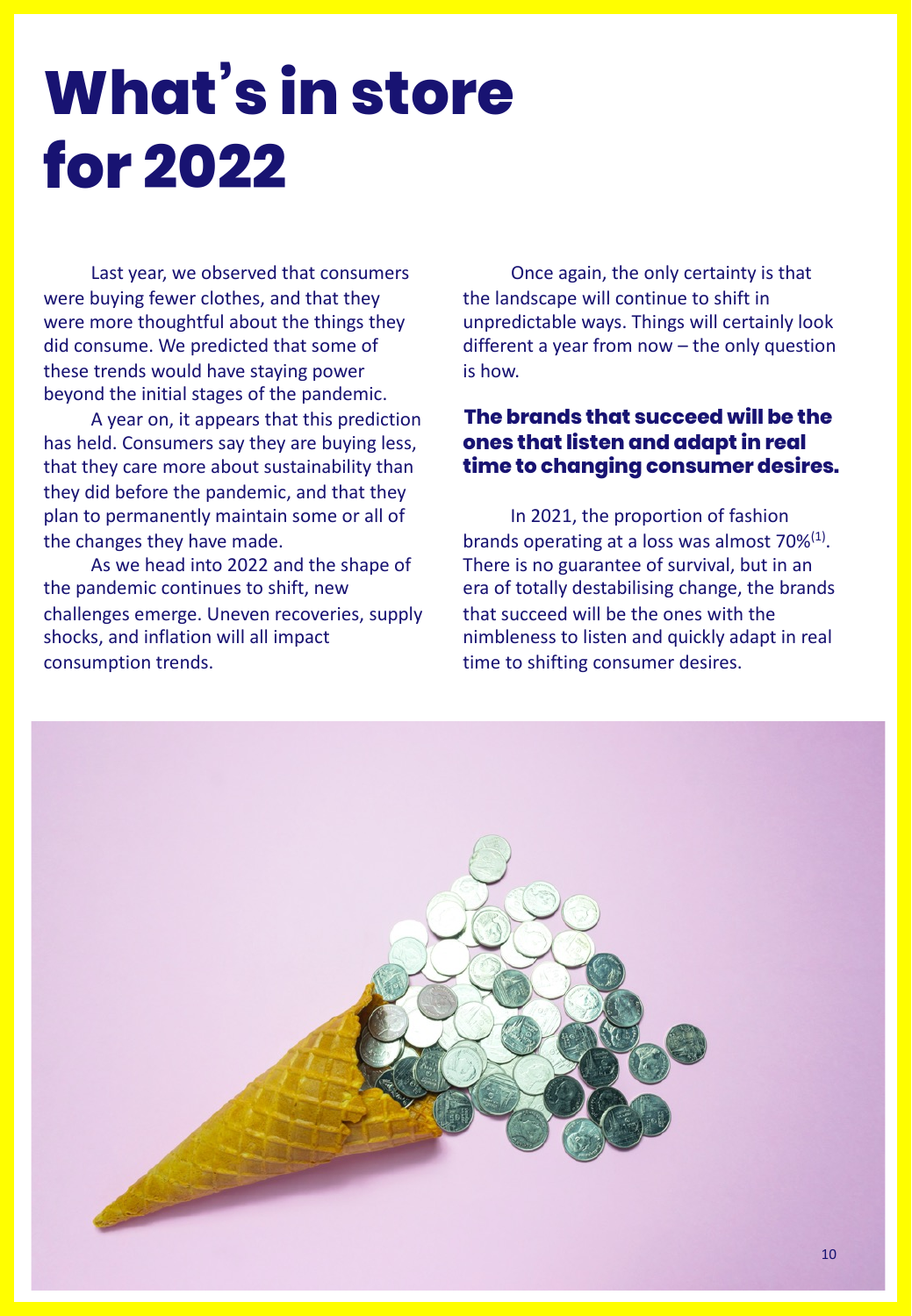# What's in store for 2022

Last year, we observed that consumers were buying fewer clothes, and that they were more thoughtful about the things they did consume. We predicted that some of these trends would have staying power beyond the initial stages of the pandemic.

A year on, it appears that this prediction has held. Consumers say they are buying less, that they care more about sustainability than they did before the pandemic, and that they plan to permanently maintain some or all of the changes they have made.

As we head into 2022 and the shape of the pandemic continues to shift, new challenges emerge. Uneven recoveries, supply shocks, and inflation will all impact consumption trends.

Once again, the only certainty is that the landscape will continue to shift in unpredictable ways. Things will certainly look different a year from now – the only question is how.

**The brands that succeed will be the ones that listen and adapt in real time to changing consumer desires.**

In 2021, the proportion of fashion brands operating at a loss was almost 70%[1]. There is no guarantee of survival, but in an era of totally destabilising change, the brands that succeed will be the ones with the nimbleness to listen and quickly adapt in real time to shifting consumer desires.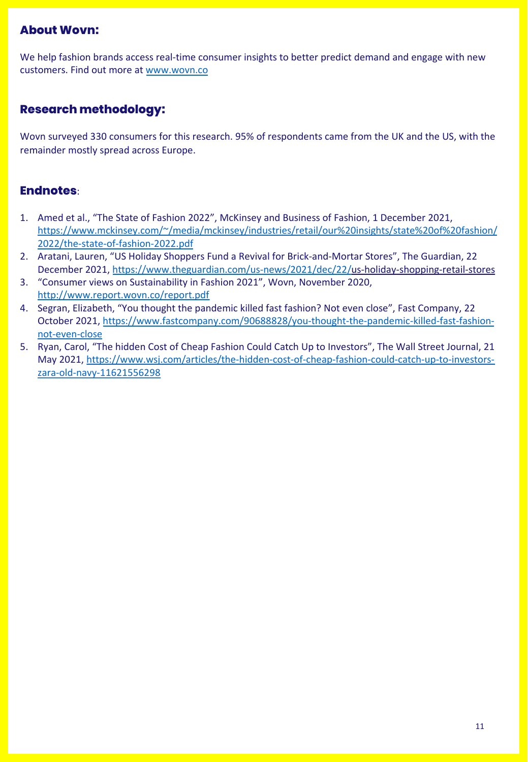## About Wovn:

We help fashion brands access real-time consumer insights to better predict demand and engage with new customers. Find out more at www.wovn.co

## Research methodology:

Wovn surveyed 330 consumers for this research. 95% of respondents came from the UK and the US, with the remainder mostly spread across Europe.

## Endnotes:

1. Amed et al., "The State of Fashion 2022", McKinsey and Business of Fashion, 1 December 2021, https://www.mckinsey.com/~/media/mckinsey/industries/retail/our%20insights/state%20of%20fashion/2022/the-state-of-fashion-2022.pdf
2. Aratani, Lauren, "US Holiday Shoppers Fund a Revival for Brick-and-Mortar Stores", The Guardian, 22 December 2021, https://www.theguardian.com/us-news/2021/dec/22/us-holiday-shopping-retail-stores
3. "Consumer views on Sustainability in Fashion 2021", Wovn, November 2020, http://www.report.wovn.co/report.pdf
4. Segran, Elizabeth, "You thought the pandemic killed fast fashion? Not even close", Fast Company, 22 October 2021, https://www.fastcompany.com/90688828/you-thought-the-pandemic-killed-fast-fashion-not-even-close
5. Ryan, Carol, "The hidden Cost of Cheap Fashion Could Catch Up to Investors", The Wall Street Journal, 21 May 2021, https://www.wsj.com/articles/the-hidden-cost-of-cheap-fashion-could-catch-up-to-investors-zara-old-navy-11621556298